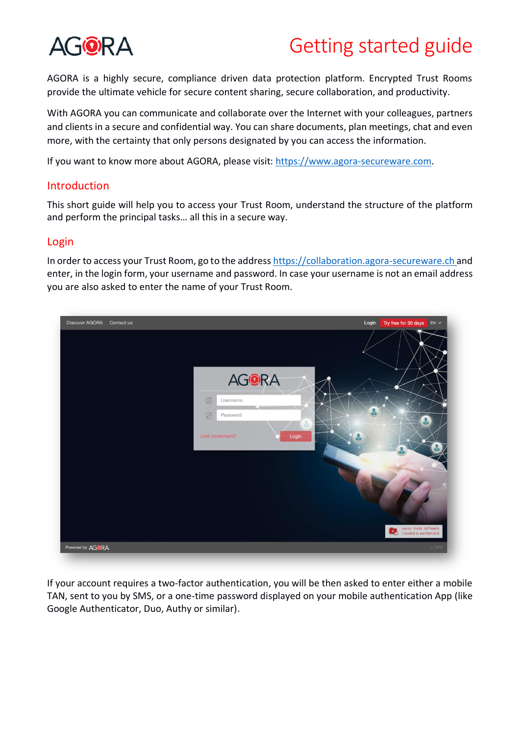# Getting started guide

AGORA is a highly secure, compliance driven data protection platform. Encrypted Trust Rooms provide the ultimate vehicle for secure content sharing, secure collaboration, and productivity.

With AGORA you can communicate and collaborate over the Internet with your colleagues, partners and clients in a secure and confidential way. You can share documents, plan meetings, chat and even more, with the certainty that only persons designated by you can access the information.

If you want to know more about AGORA, please visit: https://www.agora-secureware.com.

## Introduction

This short guide will help you to access your Trust Room, understand the structure of the platform and perform the principal tasks… all this in a secure way.

## Login

In order to access your Trust Room, go to the address https://collaboration.agora-secureware.ch and enter, in the login form, your username and password. In case your username is not an email address you are also asked to enter the name of your Trust Room.

If your account requires a two-factor authentication, you will be then asked to enter either a mobile TAN, sent to you by SMS, or a one-time password displayed on your mobile authentication App (like Google Authenticator, Duo, Authy or similar).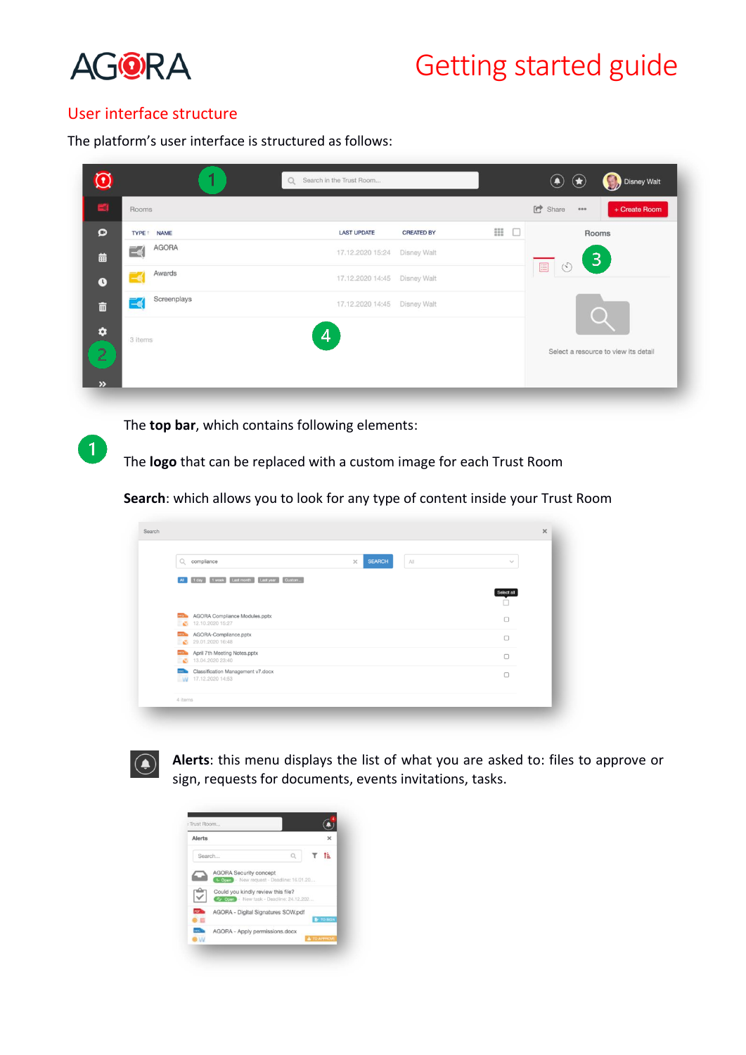## User interface structure

The platform's user interface is structured as follows:

The **top bar**, which contains following elements:

The **logo** that can be replaced with a custom image for each Trust Room

**Search**: which allows you to look for any type of content inside your Trust Room

**Alerts**: this menu displays the list of what you are asked to: files to approve or sign, requests for documents, events invitations, tasks.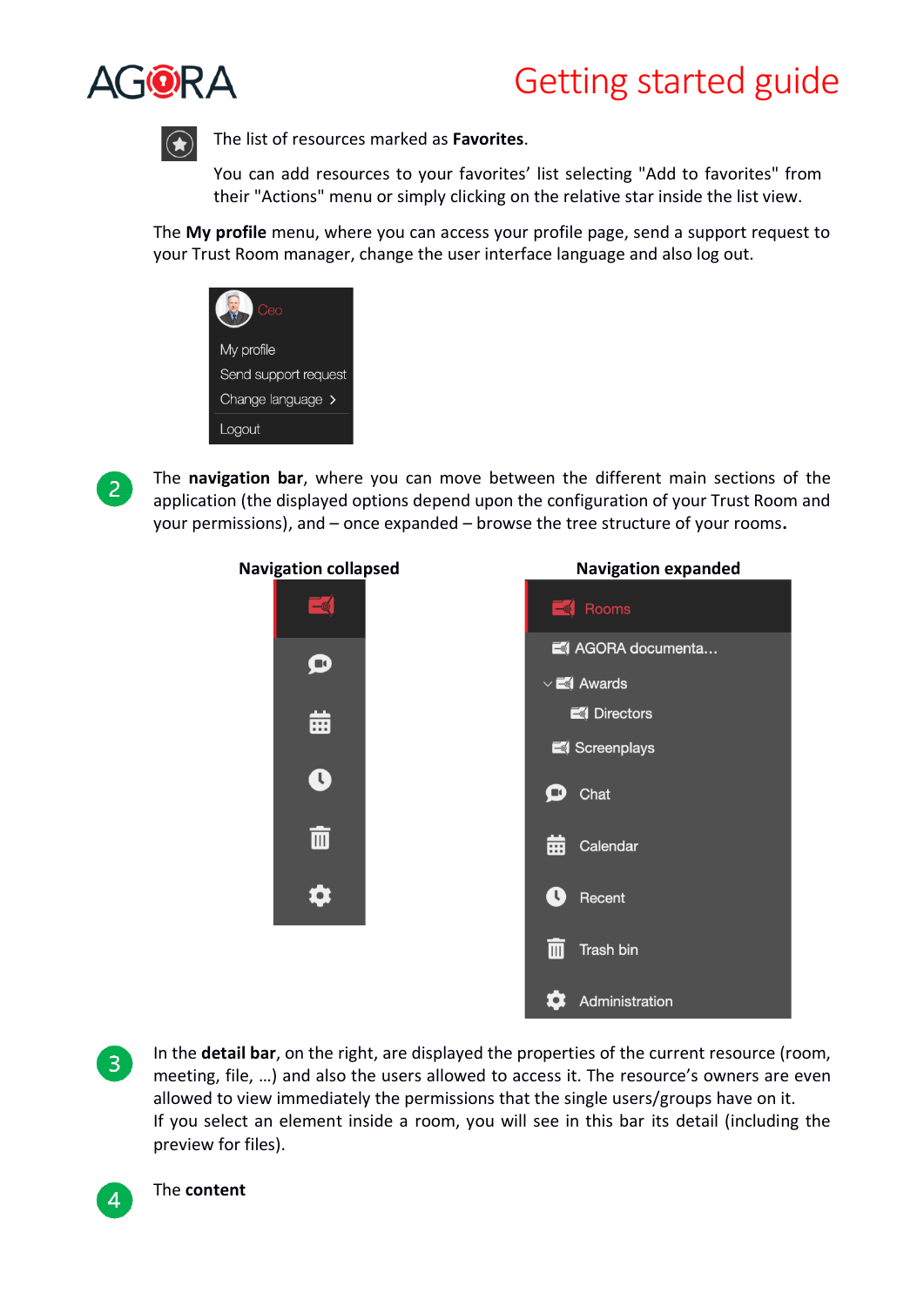The list of resources marked as **Favorites**.

You can add resources to your favorites' list selecting "Add to favorites" from their "Actions" menu or simply clicking on the relative star inside the list view.

The **My profile** menu, where you can access your profile page, send a support request to your Trust Room manager, change the user interface language and also log out.

2 The **navigation bar**, where you can move between the different main sections of the application (the displayed options depend upon the configuration of your Trust Room and your permissions), and – once expanded – browse the tree structure of your rooms**.**

**Navigation collapsed** **Navigation expanded**

3 In the **detail bar**, on the right, are displayed the properties of the current resource (room, meeting, file, …) and also the users allowed to access it. The resource's owners are even allowed to view immediately the permissions that the single users/groups have on it.
If you select an element inside a room, you will see in this bar its detail (including the preview for files).

4 The **content**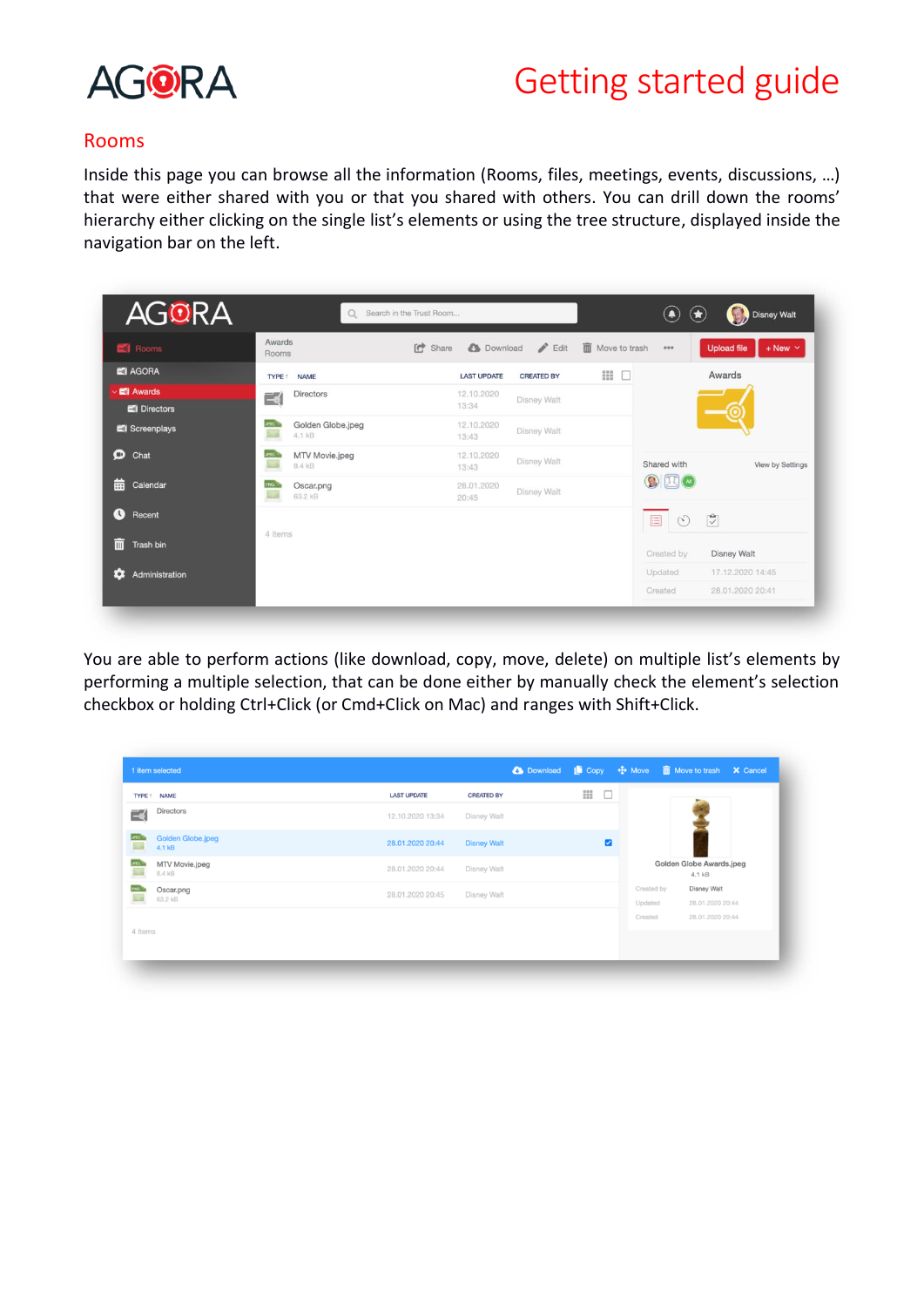## Rooms

Inside this page you can browse all the information (Rooms, files, meetings, events, discussions, …) that were either shared with you or that you shared with others. You can drill down the rooms' hierarchy either clicking on the single list's elements or using the tree structure, displayed inside the navigation bar on the left.

You are able to perform actions (like download, copy, move, delete) on multiple list's elements by performing a multiple selection, that can be done either by manually check the element's selection checkbox or holding Ctrl+Click (or Cmd+Click on Mac) and ranges with Shift+Click.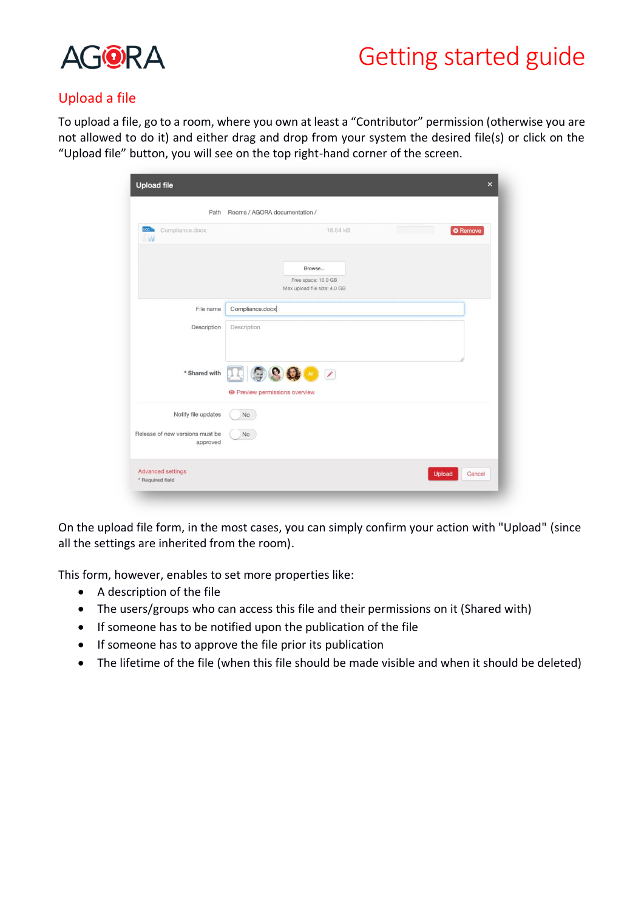## Upload a file

To upload a file, go to a room, where you own at least a “Contributor” permission (otherwise you are not allowed to do it) and either drag and drop from your system the desired file(s) or click on the “Upload file” button, you will see on the top right-hand corner of the screen.

On the upload file form, in the most cases, you can simply confirm your action with "Upload" (since all the settings are inherited from the room).

This form, however, enables to set more properties like:

- A description of the file
- The users/groups who can access this file and their permissions on it (Shared with)
- If someone has to be notified upon the publication of the file
- If someone has to approve the file prior its publication
- The lifetime of the file (when this file should be made visible and when it should be deleted)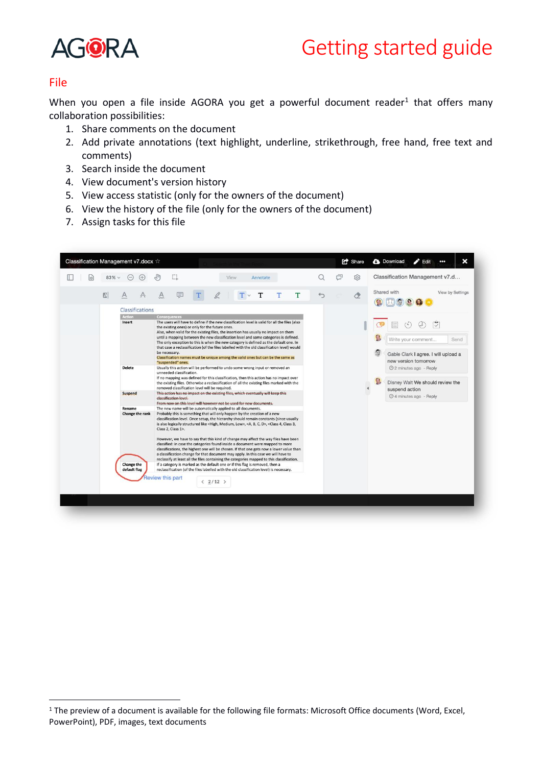## File

When you open a file inside AGORA you get a powerful document reader[1] that offers many collaboration possibilities:

1. Share comments on the document
2. Add private annotations (text highlight, underline, strikethrough, free hand, free text and comments)
3. Search inside the document
4. View document's version history
5. View access statistic (only for the owners of the document)
6. View the history of the file (only for the owners of the document)
7. Assign tasks for this file

[1] The preview of a document is available for the following file formats: Microsoft Office documents (Word, Excel, PowerPoint), PDF, images, text documents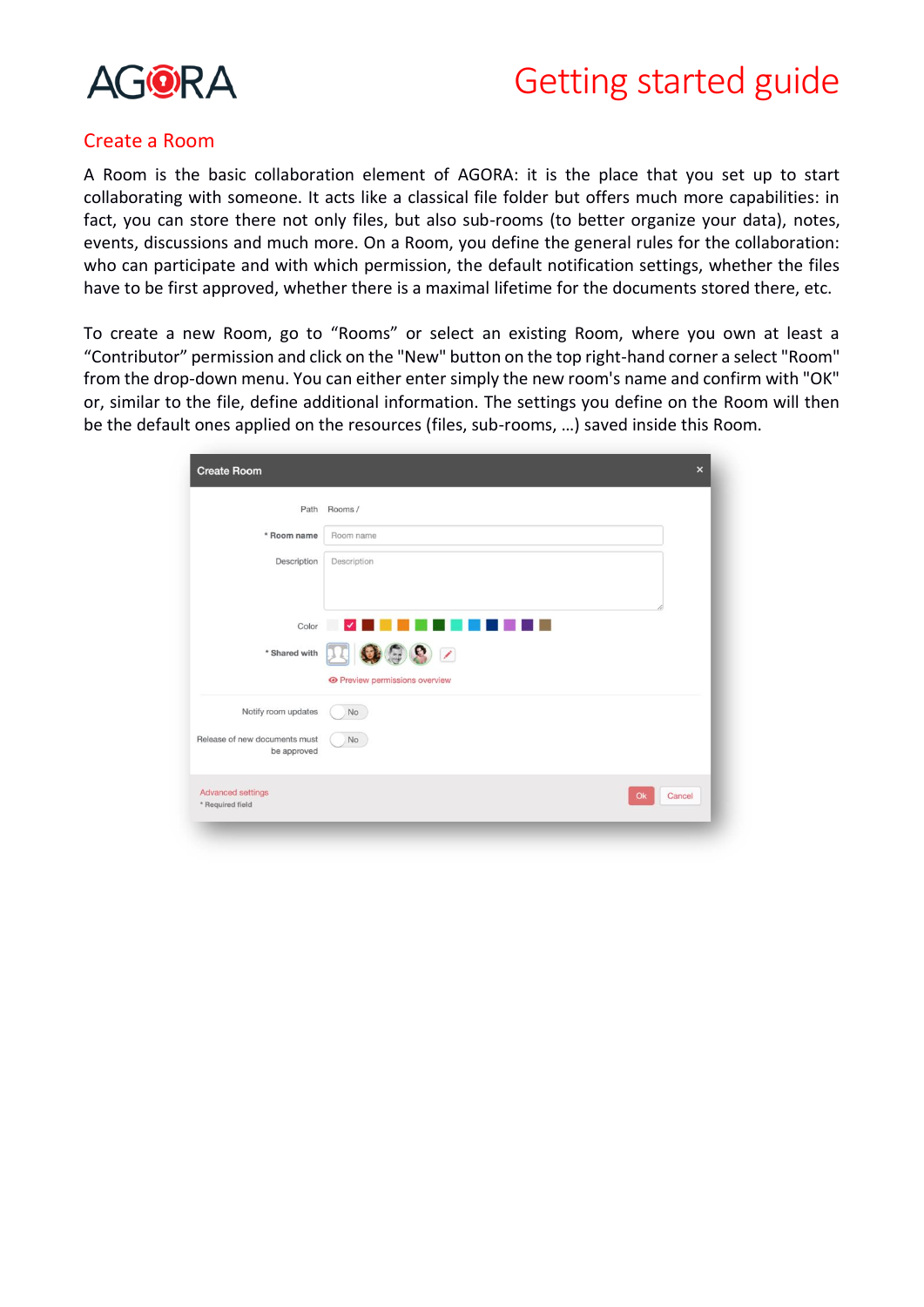## Create a Room

A Room is the basic collaboration element of AGORA: it is the place that you set up to start collaborating with someone. It acts like a classical file folder but offers much more capabilities: in fact, you can store there not only files, but also sub-rooms (to better organize your data), notes, events, discussions and much more. On a Room, you define the general rules for the collaboration: who can participate and with which permission, the default notification settings, whether the files have to be first approved, whether there is a maximal lifetime for the documents stored there, etc.

To create a new Room, go to “Rooms” or select an existing Room, where you own at least a “Contributor” permission and click on the "New" button on the top right-hand corner a select "Room" from the drop-down menu. You can either enter simply the new room's name and confirm with "OK" or, similar to the file, define additional information. The settings you define on the Room will then be the default ones applied on the resources (files, sub-rooms, ...) saved inside this Room.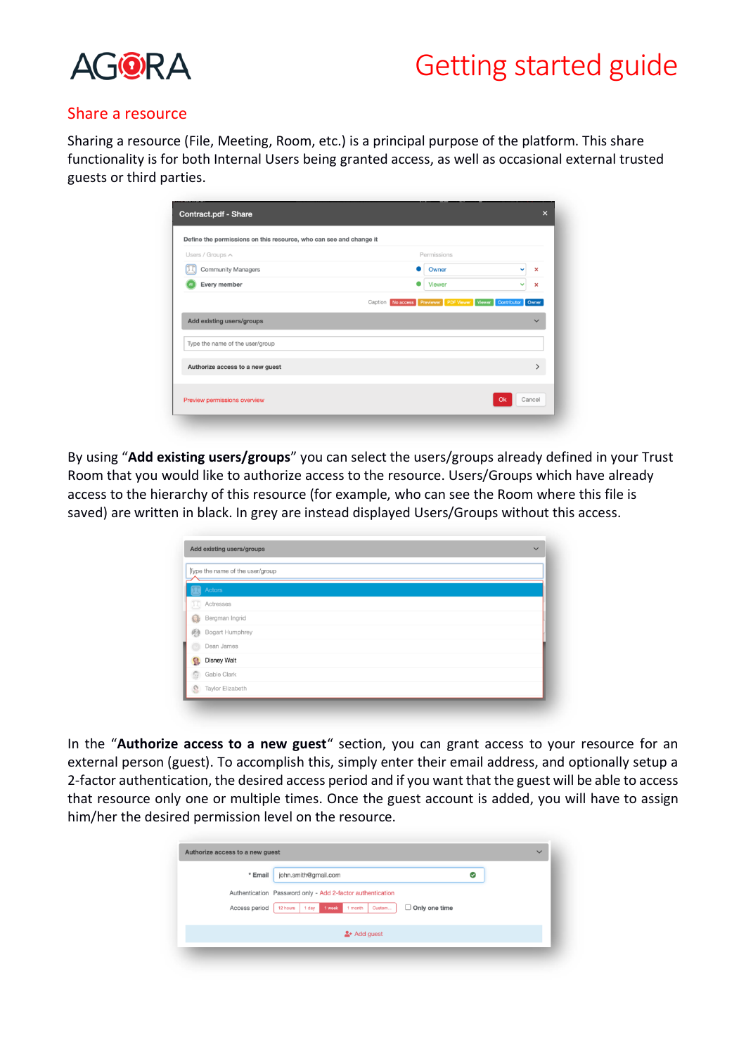## Share a resource

Sharing a resource (File, Meeting, Room, etc.) is a principal purpose of the platform. This share functionality is for both Internal Users being granted access, as well as occasional external trusted guests or third parties.

By using "**Add existing users/groups**" you can select the users/groups already defined in your Trust Room that you would like to authorize access to the resource. Users/Groups which have already access to the hierarchy of this resource (for example, who can see the Room where this file is saved) are written in black. In grey are instead displayed Users/Groups without this access.

In the "**Authorize access to a new guest**" section, you can grant access to your resource for an external person (guest). To accomplish this, simply enter their email address, and optionally setup a 2-factor authentication, the desired access period and if you want that the guest will be able to access that resource only one or multiple times. Once the guest account is added, you will have to assign him/her the desired permission level on the resource.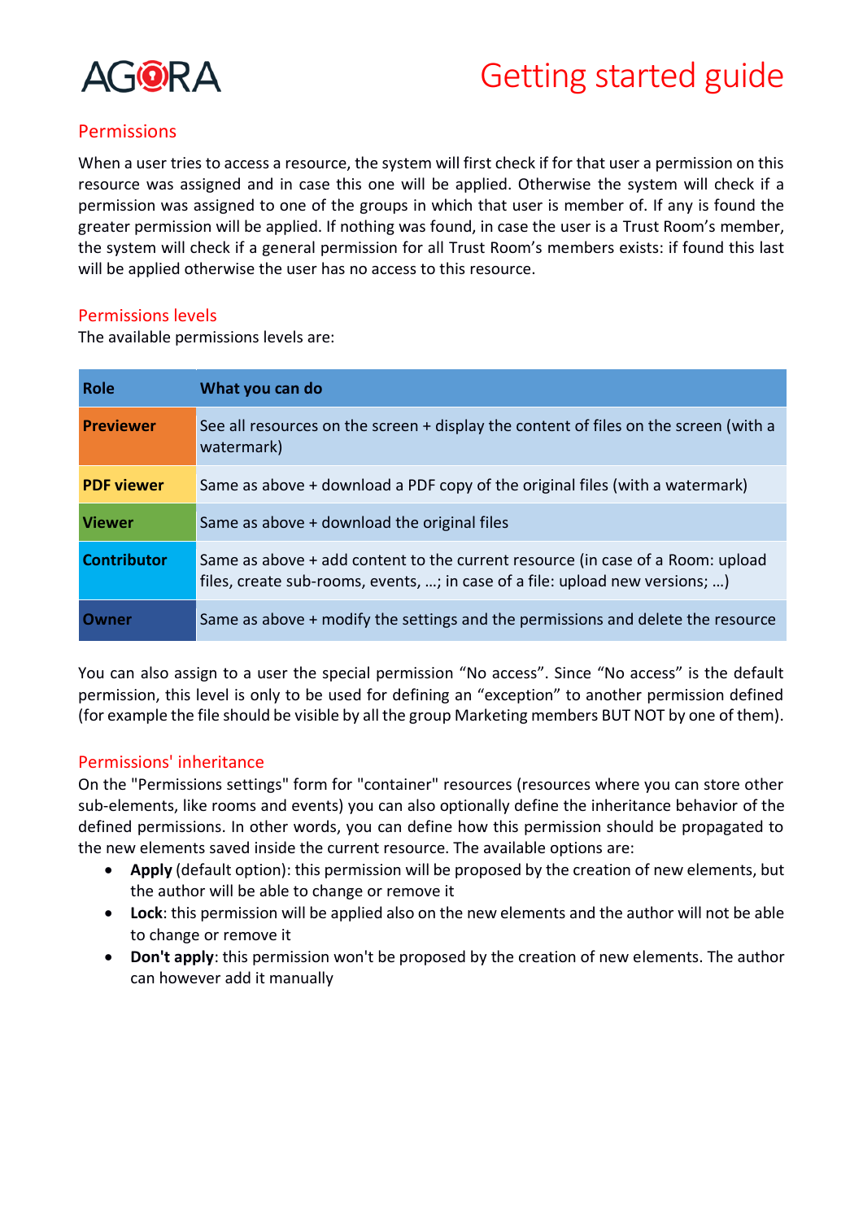## Permissions

When a user tries to access a resource, the system will first check if for that user a permission on this resource was assigned and in case this one will be applied. Otherwise the system will check if a permission was assigned to one of the groups in which that user is member of. If any is found the greater permission will be applied. If nothing was found, in case the user is a Trust Room's member, the system will check if a general permission for all Trust Room's members exists: if found this last will be applied otherwise the user has no access to this resource.

### Permissions levels

The available permissions levels are:

| Role | What you can do |
|---|---|
| **Previewer** | See all resources on the screen + display the content of files on the screen (with a watermark) |
| **PDF viewer** | Same as above + download a PDF copy of the original files (with a watermark) |
| **Viewer** | Same as above + download the original files |
| **Contributor** | Same as above + add content to the current resource (in case of a Room: upload files, create sub-rooms, events, …; in case of a file: upload new versions; …) |
| **Owner** | Same as above + modify the settings and the permissions and delete the resource |

You can also assign to a user the special permission "No access". Since "No access" is the default permission, this level is only to be used for defining an "exception" to another permission defined (for example the file should be visible by all the group Marketing members BUT NOT by one of them).

### Permissions' inheritance

On the "Permissions settings" form for "container" resources (resources where you can store other sub-elements, like rooms and events) you can also optionally define the inheritance behavior of the defined permissions. In other words, you can define how this permission should be propagated to the new elements saved inside the current resource. The available options are:

- **Apply** (default option): this permission will be proposed by the creation of new elements, but the author will be able to change or remove it
- **Lock**: this permission will be applied also on the new elements and the author will not be able to change or remove it
- **Don't apply**: this permission won't be proposed by the creation of new elements. The author can however add it manually